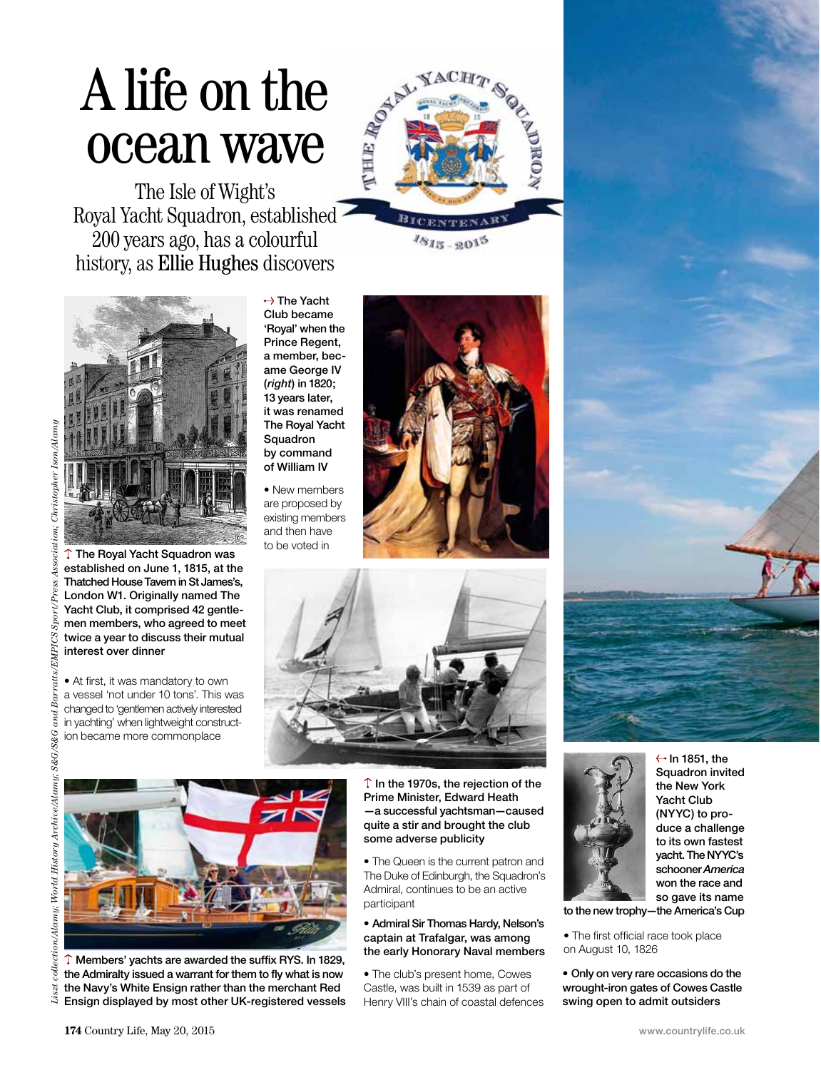# A life on the ocean wave

The Isle of Wight's Royal Yacht Squadron, established 200 years ago, has a colourful history, as Ellie Hughes discovers

↑ **The Royal Yacht Squadron was established on June 1, 1815, at the Thatched House Tavern in St James's, London W1. Originally named The Yacht Club, it comprised 42 gentlemen members, who agreed to meet twice a year to discuss their mutual interest over dinner**

• At first, it was mandatory to own a vessel 'not under 10 tons'. This was changed to 'gentlemen actively interested in yachting' when lightweight construction became more commonplace

→ **The Yacht Club became 'Royal' when the Prince Regent, a member, became George IV (*right*) in 1820; 13 years later, it was renamed The Royal Yacht Squadron by command of William IV**

• New members are proposed by existing members and then have to be voted in

↑ **Members' yachts are awarded the suffix RYS. In 1829, the Admiralty issued a warrant for them to fly what is now the Navy's White Ensign rather than the merchant Red Ensign displayed by most other UK-registered vessels**

↑ **In the 1970s, the rejection of the Prime Minister, Edward Heath—a successful yachtsman—caused quite a stir and brought the club some adverse publicity**

• The Queen is the current patron and The Duke of Edinburgh, the Squadron's Admiral, continues to be an active participant

• **Admiral Sir Thomas Hardy, Nelson's captain at Trafalgar, was among the early Honorary Naval members**

• The club's present home, Cowes Castle, was built in 1539 as part of Henry VIII's chain of coastal defences

← **In 1851, the Squadron invited the New York Yacht Club (NYYC) to produce a challenge to its own fastest yacht. The NYYC's schooner *America* won the race and so gave its name to the new trophy—the America's Cup**

• The first official race took place on August 10, 1826

• **Only on very rare occasions do the wrought-iron gates of Cowes Castle swing open to admit outsiders**

*Liszt collection/Alamy; World History Archive/Alamy; S&G/S&G and Barratts/EMPICS Sport/Press Association; Christopher Ison/Alamy*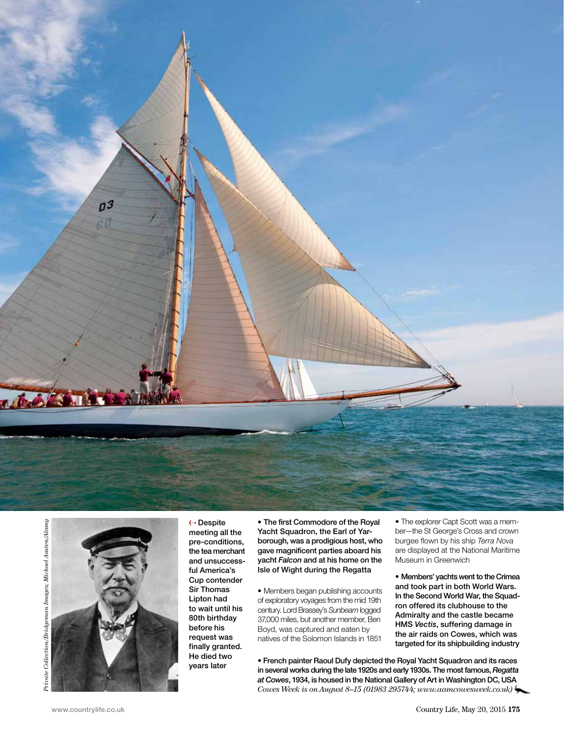*Private Collection/Bridgeman Images; Michael Austen/Alamy*

**↔ Despite meeting all the pre-conditions, the tea merchant and unsuccessful America's Cup contender Sir Thomas Lipton had to wait until his 80th birthday before his request was finally granted. He died two years later**

- **The first Commodore of the Royal Yacht Squadron, the Earl of Yarborough, was a prodigious host, who gave magnificent parties aboard his yacht *Falcon* and at his home on the Isle of Wight during the Regatta**

- Members began publishing accounts of exploratory voyages from the mid 19th century. Lord Brassey's *Sunbeam* logged 37,000 miles, but another member, Ben Boyd, was captured and eaten by natives of the Solomon Islands in 1851

- The explorer Capt Scott was a member—the St George's Cross and crown burgee flown by his ship *Terra Nova* are displayed at the National Maritime Museum in Greenwich

- **Members' yachts went to the Crimea and took part in both World Wars. In the Second World War, the Squadron offered its clubhouse to the Admiralty and the castle became HMS *Vectis*, suffering damage in the air raids on Cowes, which was targeted for its shipbuilding industry**

- **French painter Raoul Dufy depicted the Royal Yacht Squadron and its races in several works during the late 1920s and early 1930s. The most famous, *Regatta at Cowes*, 1934, is housed in the National Gallery of Art in Washington DC, USA**

*Cowes Week is on August 8–15 (01983 295744; www.aamcowesweek.co.uk)*